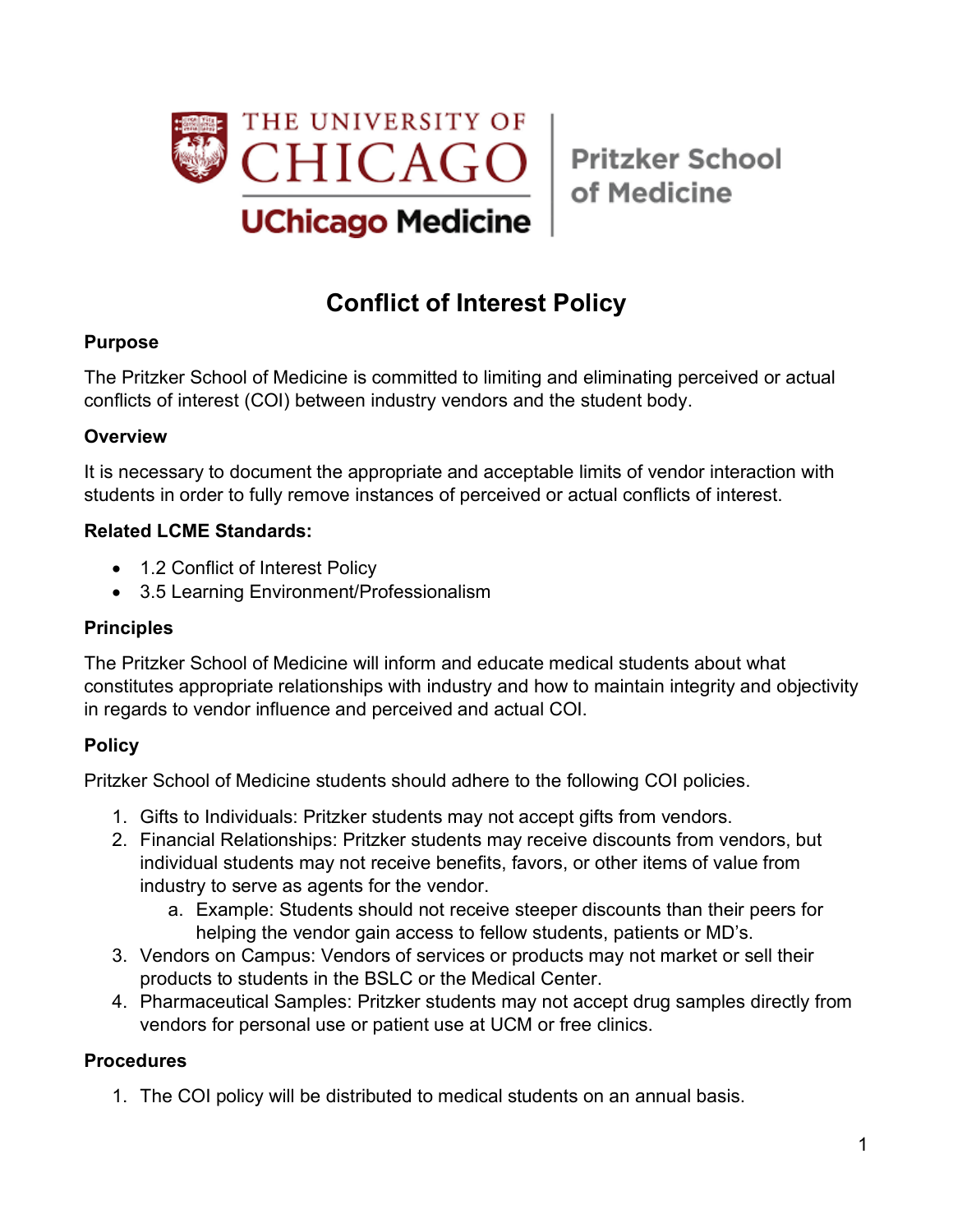THE UNIVERSITY OF CHICAGO

UChicago Medicine

Pritzker School of Medicine

# Conflict of Interest Policy

**Purpose**

The Pritzker School of Medicine is committed to limiting and eliminating perceived or actual conflicts of interest (COI) between industry vendors and the student body.

**Overview**

It is necessary to document the appropriate and acceptable limits of vendor interaction with students in order to fully remove instances of perceived or actual conflicts of interest.

**Related LCME Standards:**

- 1.2 Conflict of Interest Policy
- 3.5 Learning Environment/Professionalism

**Principles**

The Pritzker School of Medicine will inform and educate medical students about what constitutes appropriate relationships with industry and how to maintain integrity and objectivity in regards to vendor influence and perceived and actual COI.

**Policy**

Pritzker School of Medicine students should adhere to the following COI policies.

1. Gifts to Individuals: Pritzker students may not accept gifts from vendors.
2. Financial Relationships: Pritzker students may receive discounts from vendors, but individual students may not receive benefits, favors, or other items of value from industry to serve as agents for the vendor.
   a. Example: Students should not receive steeper discounts than their peers for helping the vendor gain access to fellow students, patients or MD's.
3. Vendors on Campus: Vendors of services or products may not market or sell their products to students in the BSLC or the Medical Center.
4. Pharmaceutical Samples: Pritzker students may not accept drug samples directly from vendors for personal use or patient use at UCM or free clinics.

**Procedures**

1. The COI policy will be distributed to medical students on an annual basis.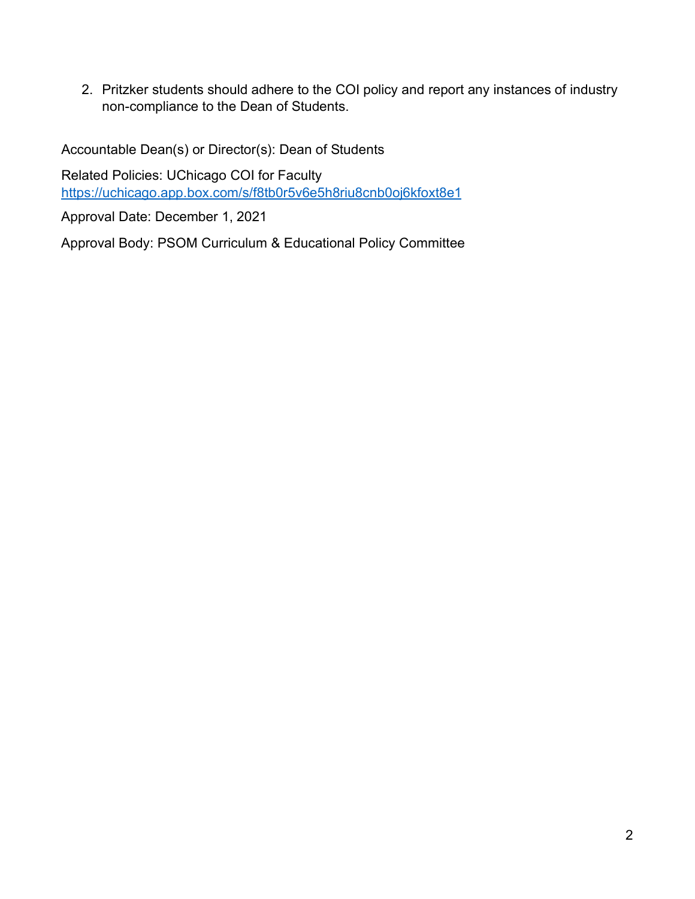2. Pritzker students should adhere to the COI policy and report any instances of industry non-compliance to the Dean of Students.

Accountable Dean(s) or Director(s): Dean of Students

Related Policies: UChicago COI for Faculty
https://uchicago.app.box.com/s/f8tb0r5v6e5h8riu8cnb0oj6kfoxt8e1

Approval Date: December 1, 2021

Approval Body: PSOM Curriculum & Educational Policy Committee